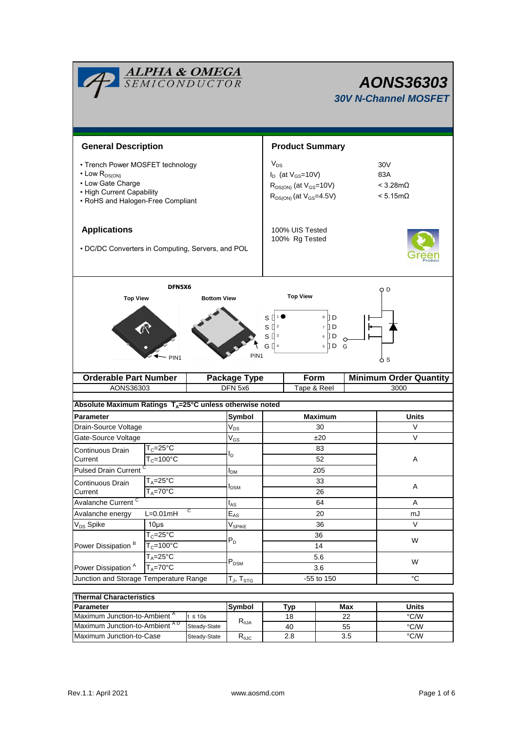# AONS36303

## 30V N-Channel MOSFET

## General Description

- Trench Power MOSFET technology
- Low $R_{DS(ON)}$
- Low Gate Charge
- High Current Capability
- RoHS and Halogen-Free Compliant

## Product Summary

| | |
|---|---|
| $V_{DS}$ | 30V |
| $I_D$ (at $V_{GS}$=10V) | 83A |
| $R_{DS(ON)}$ (at $V_{GS}$=10V) | < 3.28mΩ |
| $R_{DS(ON)}$ (at $V_{GS}$=4.5V) | < 5.15mΩ |

100% UIS Tested
100% Rg Tested

## Applications

- DC/DC Converters in Computing, Servers, and POL

DFN5X6

Top View | Bottom View | Top View

PIN1

S 1, S 2, S 3, G 4 — 8 D, 7 D, 6 D, 5 D

D, G, S

| Orderable Part Number | Package Type | Form | Minimum Order Quantity |
|---|---|---|---|
| AONS36303 | DFN 5x6 | Tape & Reel | 3000 |

**Absolute Maximum Ratings $T_A$=25°C unless otherwise noted**

| Parameter | | Symbol | Maximum | Units |
|---|---|---|---|---|
| Drain-Source Voltage | | $V_{DS}$ | 30 | V |
| Gate-Source Voltage | | $V_{GS}$ | ±20 | V |
| Continuous Drain Current | $T_C$=25°C | $I_D$ | 83 | A |
| | $T_C$=100°C | | 52 | |
| Pulsed Drain Current [C] | | $I_{DM}$ | 205 | |
| Continuous Drain Current | $T_A$=25°C | $I_{DSM}$ | 33 | A |
| | $T_A$=70°C | | 26 | |
| Avalanche Current [C] | | $I_{AS}$ | 64 | A |
| Avalanche energy | L=0.01mH [C] | $E_{AS}$ | 20 | mJ |
| $V_{DS}$ Spike | 10µs | $V_{SPIKE}$ | 36 | V |
| Power Dissipation [B] | $T_C$=25°C | $P_D$ | 36 | W |
| | $T_C$=100°C | | 14 | |
| Power Dissipation [A] | $T_A$=25°C | $P_{DSM}$ | 5.6 | W |
| | $T_A$=70°C | | 3.6 | |
| Junction and Storage Temperature Range | | $T_J$, $T_{STG}$ | -55 to 150 | °C |

**Thermal Characteristics**

| Parameter | | Symbol | Typ | Max | Units |
|---|---|---|---|---|---|
| Maximum Junction-to-Ambient [A] | t ≤ 10s | $R_{\theta JA}$ | 18 | 22 | °C/W |
| Maximum Junction-to-Ambient [A D] | Steady-State | | 40 | 55 | °C/W |
| Maximum Junction-to-Case | Steady-State | $R_{\theta JC}$ | 2.8 | 3.5 | °C/W |

Rev.1.1: April 2021 www.aosmd.com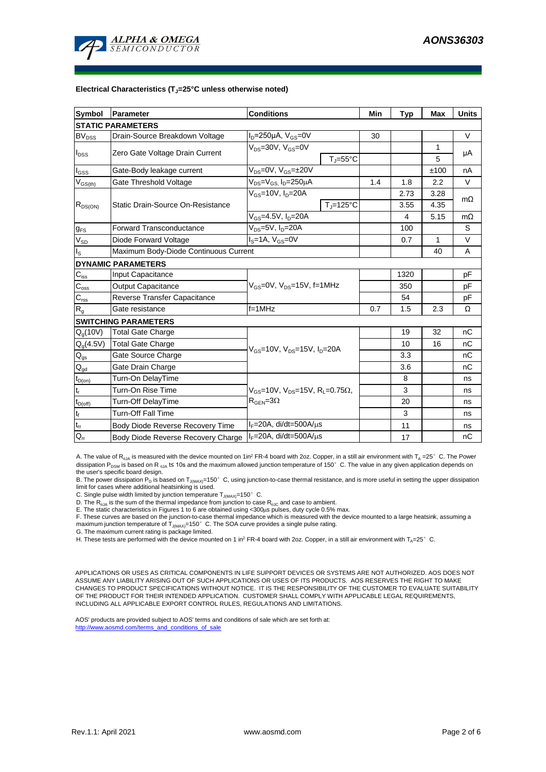**Electrical Characteristics ($T_J$=25°C unless otherwise noted)**

| Symbol | Parameter | Conditions | | Min | Typ | Max | Units |
|---|---|---|---|---|---|---|---|
| **STATIC PARAMETERS** | | | | | | | |
| $BV_{DSS}$ | Drain-Source Breakdown Voltage | $I_D$=250µA, $V_{GS}$=0V | | 30 | | | V |
| $I_{DSS}$ | Zero Gate Voltage Drain Current | $V_{DS}$=30V, $V_{GS}$=0V | | | | 1 | µA |
| | | | $T_J$=55°C | | | 5 | |
| $I_{GSS}$ | Gate-Body leakage current | $V_{DS}$=0V, $V_{GS}$=±20V | | | | ±100 | nA |
| $V_{GS(th)}$ | Gate Threshold Voltage | $V_{DS}$=$V_{GS}$, $I_D$=250µA | | 1.4 | 1.8 | 2.2 | V |
| $R_{DS(ON)}$ | Static Drain-Source On-Resistance | $V_{GS}$=10V, $I_D$=20A | | | 2.73 | 3.28 | mΩ |
| | | | $T_J$=125°C | | 3.55 | 4.35 | |
| | | $V_{GS}$=4.5V, $I_D$=20A | | | 4 | 5.15 | mΩ |
| $g_{FS}$ | Forward Transconductance | $V_{DS}$=5V, $I_D$=20A | | | 100 | | S |
| $V_{SD}$ | Diode Forward Voltage | $I_S$=1A, $V_{GS}$=0V | | | 0.7 | 1 | V |
| $I_S$ | Maximum Body-Diode Continuous Current | | | | | 40 | A |
| **DYNAMIC PARAMETERS** | | | | | | | |
| $C_{iss}$ | Input Capacitance | $V_{GS}$=0V, $V_{DS}$=15V, f=1MHz | | | 1320 | | pF |
| $C_{oss}$ | Output Capacitance | | | | 350 | | pF |
| $C_{rss}$ | Reverse Transfer Capacitance | | | | 54 | | pF |
| $R_g$ | Gate resistance | f=1MHz | | 0.7 | 1.5 | 2.3 | Ω |
| **SWITCHING PARAMETERS** | | | | | | | |
| $Q_g$(10V) | Total Gate Charge | $V_{GS}$=10V, $V_{DS}$=15V, $I_D$=20A | | | 19 | 32 | nC |
| $Q_g$(4.5V) | Total Gate Charge | | | | 10 | 16 | nC |
| $Q_{gs}$ | Gate Source Charge | | | | 3.3 | | nC |
| $Q_{gd}$ | Gate Drain Charge | | | | 3.6 | | nC |
| $t_{D(on)}$ | Turn-On DelayTime | $V_{GS}$=10V, $V_{DS}$=15V, $R_L$=0.75Ω, $R_{GEN}$=3Ω | | | 8 | | ns |
| $t_r$ | Turn-On Rise Time | | | | 3 | | ns |
| $t_{D(off)}$ | Turn-Off DelayTime | | | | 20 | | ns |
| $t_f$ | Turn-Off Fall Time | | | | 3 | | ns |
| $t_{rr}$ | Body Diode Reverse Recovery Time | $I_F$=20A, di/dt=500A/µs | | | 11 | | ns |
| $Q_{rr}$ | Body Diode Reverse Recovery Charge | $I_F$=20A, di/dt=500A/µs | | | 17 | | nC |

A. The value of $R_{\theta JA}$ is measured with the device mounted on 1in² FR-4 board with 2oz. Copper, in a still air environment with $T_A$ =25° C. The Power dissipation $P_{DSM}$ is based on R $_{\theta JA}$ t≤ 10s and the maximum allowed junction temperature of 150° C. The value in any given application depends on the user's specific board design.

B. The power dissipation $P_D$ is based on $T_{J(MAX)}$=150° C, using junction-to-case thermal resistance, and is more useful in setting the upper dissipation limit for cases where additional heatsinking is used.

C. Single pulse width limited by junction temperature $T_{J(MAX)}$=150° C.

D. The $R_{\theta JA}$ is the sum of the thermal impedance from junction to case $R_{\theta JC}$ and case to ambient.

E. The static characteristics in Figures 1 to 6 are obtained using <300µs pulses, duty cycle 0.5% max.

F. These curves are based on the junction-to-case thermal impedance which is measured with the device mounted to a large heatsink, assuming a maximum junction temperature of $T_{J(MAX)}$=150° C. The SOA curve provides a single pulse rating.

G. The maximum current rating is package limited.

H. These tests are performed with the device mounted on 1 in² FR-4 board with 2oz. Copper, in a still air environment with $T_A$=25° C.

APPLICATIONS OR USES AS CRITICAL COMPONENTS IN LIFE SUPPORT DEVICES OR SYSTEMS ARE NOT AUTHORIZED. AOS DOES NOT ASSUME ANY LIABILITY ARISING OUT OF SUCH APPLICATIONS OR USES OF ITS PRODUCTS. AOS RESERVES THE RIGHT TO MAKE CHANGES TO PRODUCT SPECIFICATIONS WITHOUT NOTICE. IT IS THE RESPONSIBILITY OF THE CUSTOMER TO EVALUATE SUITABILITY OF THE PRODUCT FOR THEIR INTENDED APPLICATION. CUSTOMER SHALL COMPLY WITH APPLICABLE LEGAL REQUIREMENTS, INCLUDING ALL APPLICABLE EXPORT CONTROL RULES, REGULATIONS AND LIMITATIONS.

AOS' products are provided subject to AOS' terms and conditions of sale which are set forth at:
http://www.aosmd.com/terms_and_conditions_of_sale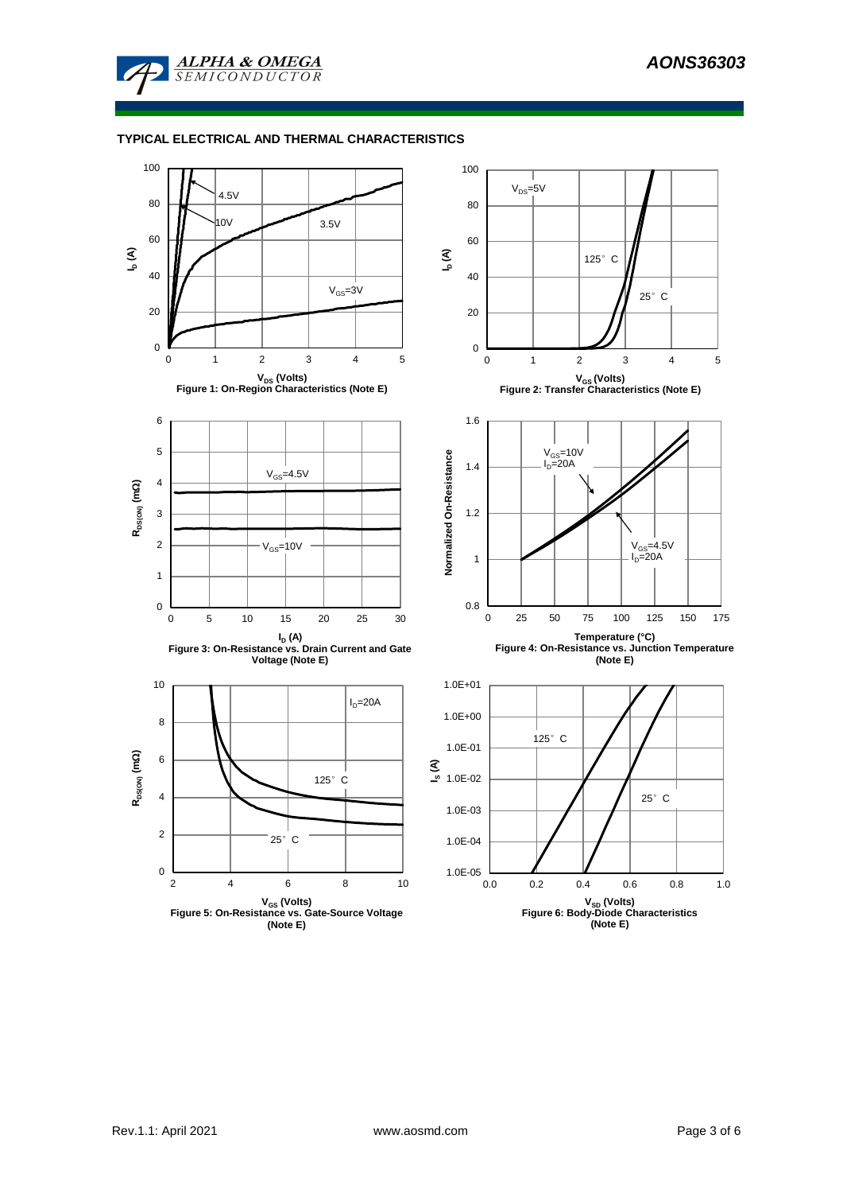## TYPICAL ELECTRICAL AND THERMAL CHARACTERISTICS

**Figure 1: On-Region Characteristics (Note E)**

**Figure 2: Transfer Characteristics (Note E)**

**Figure 3: On-Resistance vs. Drain Current and Gate Voltage (Note E)**

**Figure 4: On-Resistance vs. Junction Temperature (Note E)**

**Figure 5: On-Resistance vs. Gate-Source Voltage (Note E)**

**Figure 6: Body-Diode Characteristics (Note E)**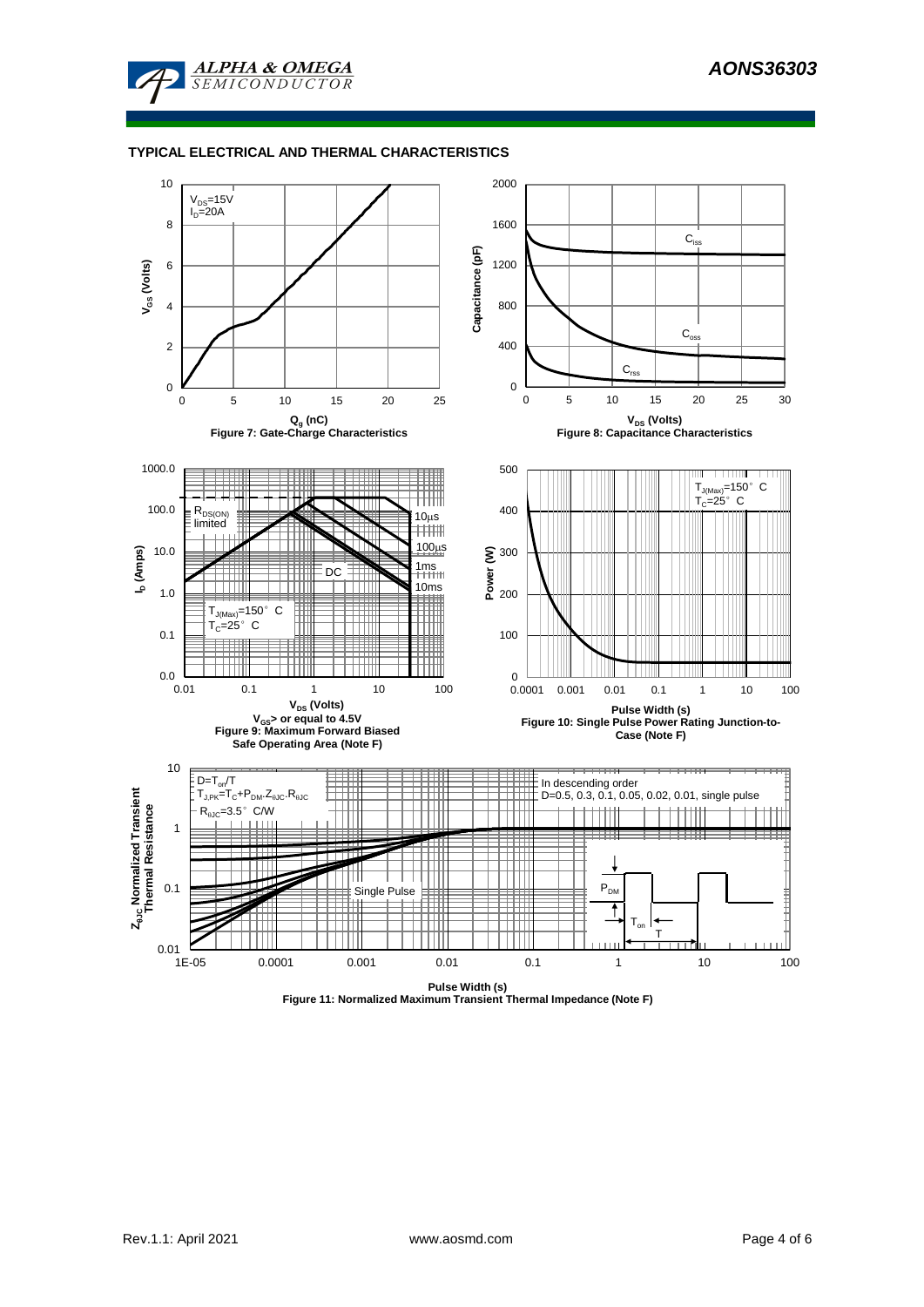## TYPICAL ELECTRICAL AND THERMAL CHARACTERISTICS

$V_{DS}$=15V
$I_D$=20A

$V_{GS}$ (Volts)

$Q_g$ (nC)

**Figure 7: Gate-Charge Characteristics**

$C_{iss}$

$C_{oss}$

$C_{rss}$

Capacitance (pF)

$V_{DS}$ (Volts)

**Figure 8: Capacitance Characteristics**

$R_{DS(ON)}$ limited

10µs

100µs

1ms

10ms

DC

$T_{J(Max)}$=150° C
$T_C$=25° C

$I_D$ (Amps)

$V_{DS}$ (Volts)

**$V_{GS}$> or equal to 4.5V**
**Figure 9: Maximum Forward Biased Safe Operating Area (Note F)**

$T_{J(Max)}$=150° C
$T_C$=25° C

Power (W)

Pulse Width (s)

**Figure 10: Single Pulse Power Rating Junction-to-Case (Note F)**

$D=T_{on}/T$
$T_{J,PK}=T_C+P_{DM}.Z_{\theta JC}.R_{\theta JC}$
$R_{\theta JC}$=3.5° C/W

In descending order
D=0.5, 0.3, 0.1, 0.05, 0.02, 0.01, single pulse

Single Pulse

$P_{DM}$

$T_{on}$

T

$Z_{\theta JC}$ Normalized Transient Thermal Resistance

Pulse Width (s)

**Figure 11: Normalized Maximum Transient Thermal Impedance (Note F)**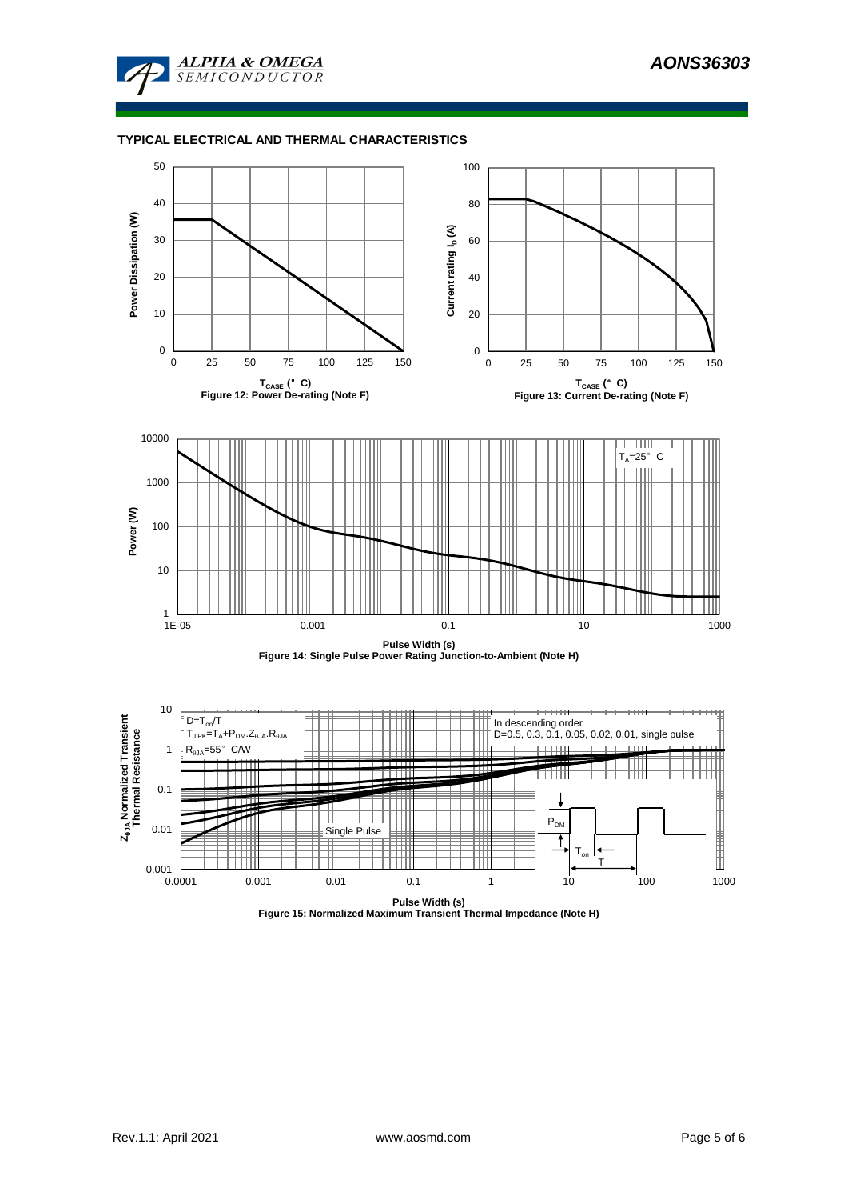## TYPICAL ELECTRICAL AND THERMAL CHARACTERISTICS

Figure 12: Power De-rating (Note F)

Figure 13: Current De-rating (Note F)

Figure 14: Single Pulse Power Rating Junction-to-Ambient (Note H)

Figure 15: Normalized Maximum Transient Thermal Impedance (Note H)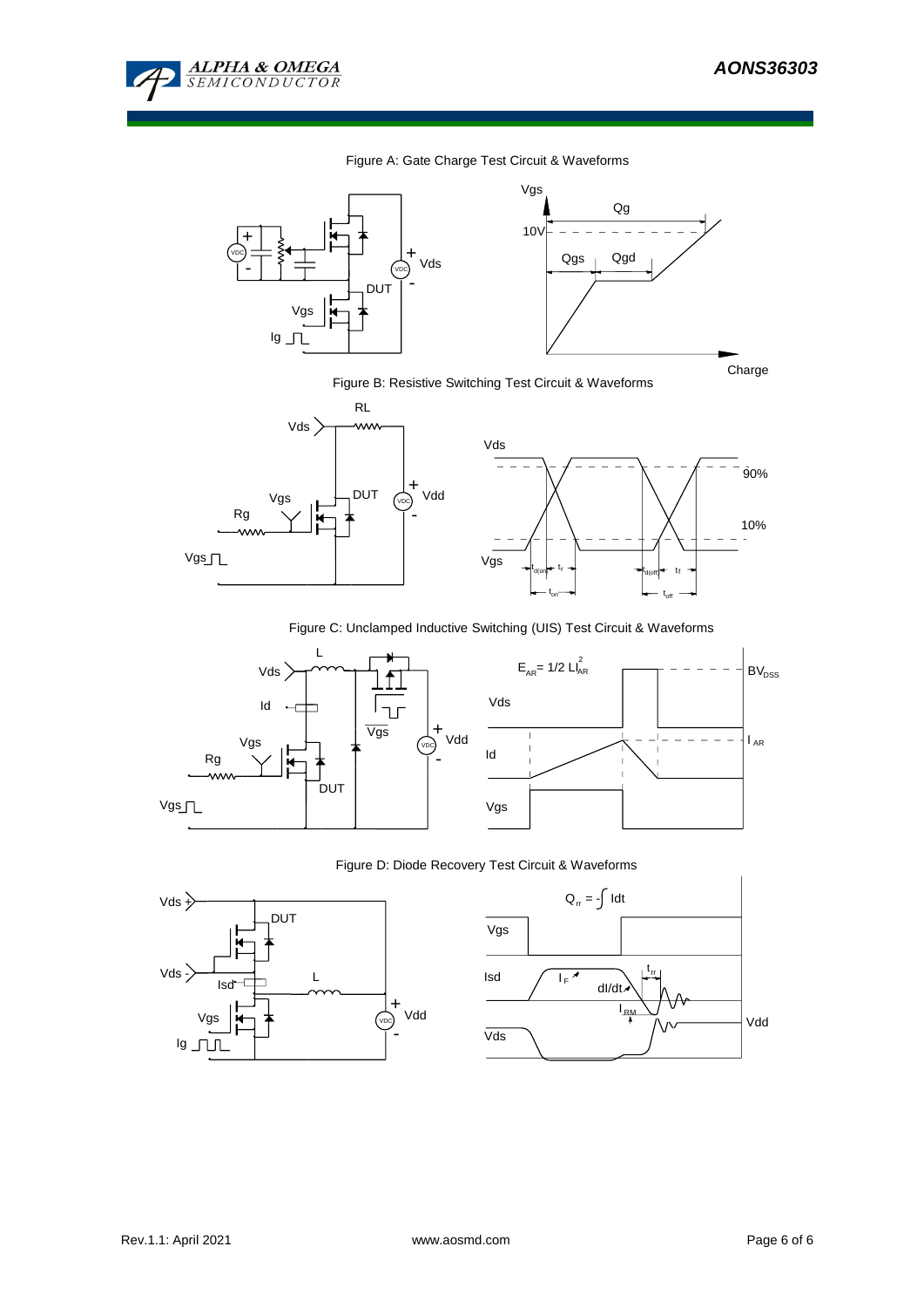Figure A: Gate Charge Test Circuit & Waveforms

VDC
+
-
DUT
+
Vds
-
VDC
Vgs
Ig

Vgs
Qg
10V
Qgs
Qgd
Charge

Figure B: Resistive Switching Test Circuit & Waveforms

RL
Vds
Vgs
DUT
+
Vdd
-
VDC
Rg
Vgs

Vds
90%
10%
Vgs
$t_{d(on)}$
$t_r$
$t_{on}$
$t_{d(off)}$
$t_f$
$t_{off}$

Figure C: Unclamped Inductive Switching (UIS) Test Circuit & Waveforms

L
Vds
Id
Vgs
Vgs
Rg
DUT
+
Vdd
-
VDC
Vgs

$E_{AR} = 1/2\ LI_{AR}^2$
$BV_{DSS}$
Vds
Id
$I_{AR}$
Vgs

Figure D: Diode Recovery Test Circuit & Waveforms

Vds +
DUT
Vds -
Isd
L
Vgs
Ig
+
Vdd
-
VDC

$Q_{rr} = -\int Idt$
Vgs
Isd
$I_F$
dI/dt
$t_{rr}$
$I_{RM}$
Vds
Vdd